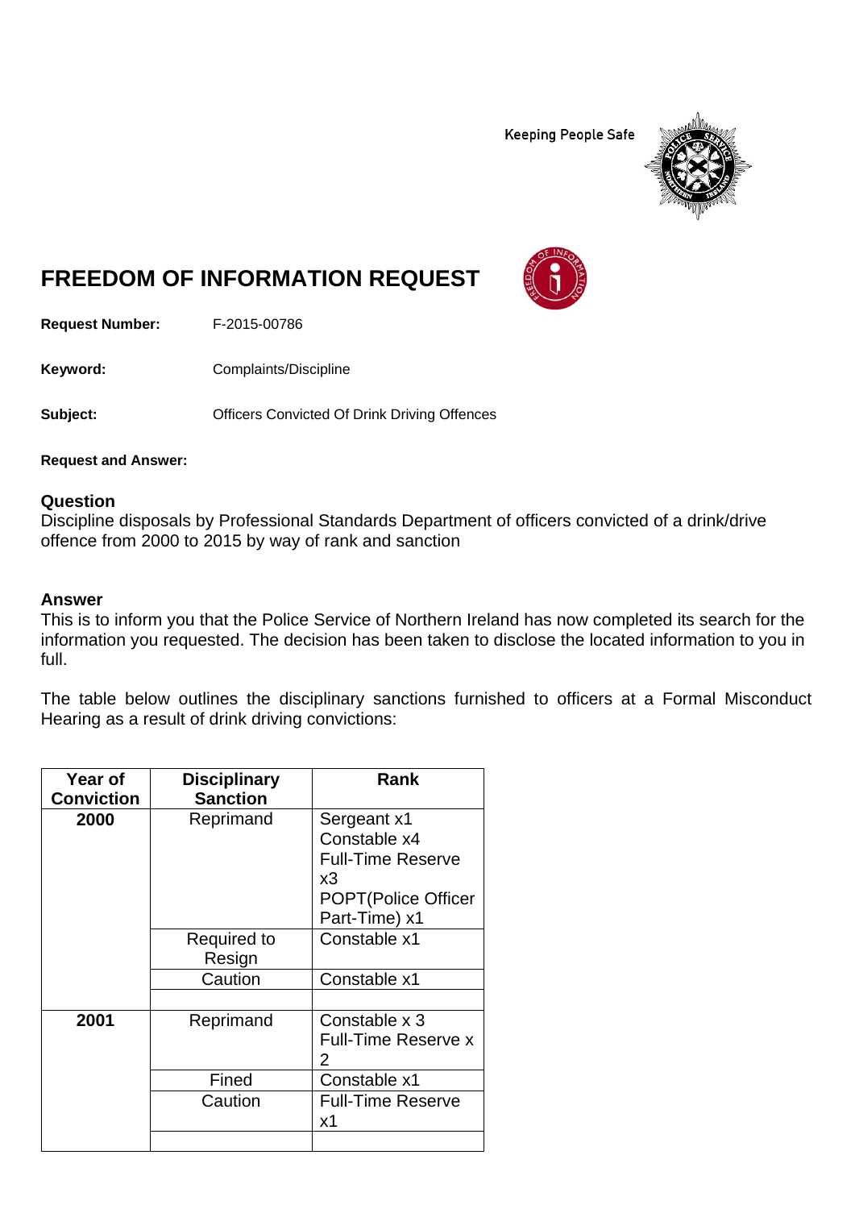Keeping People Safe

# FREEDOM OF INFORMATION REQUEST

**Request Number:** F-2015-00786

**Keyword:** Complaints/Discipline

**Subject:** Officers Convicted Of Drink Driving Offences

**Request and Answer:**

## Question

Discipline disposals by Professional Standards Department of officers convicted of a drink/drive offence from 2000 to 2015 by way of rank and sanction

## Answer

This is to inform you that the Police Service of Northern Ireland has now completed its search for the information you requested. The decision has been taken to disclose the located information to you in full.

The table below outlines the disciplinary sanctions furnished to officers at a Formal Misconduct Hearing as a result of drink driving convictions:

| Year of Conviction | Disciplinary Sanction | Rank |
|---|---|---|
| **2000** | Reprimand | Sergeant x1<br>Constable x4<br>Full-Time Reserve x3<br>POPT(Police Officer Part-Time) x1 |
| | Required to Resign | Constable x1 |
| | Caution | Constable x1 |
| | | |
| **2001** | Reprimand | Constable x 3<br>Full-Time Reserve x 2 |
| | Fined | Constable x1 |
| | Caution | Full-Time Reserve x1 |
| | | |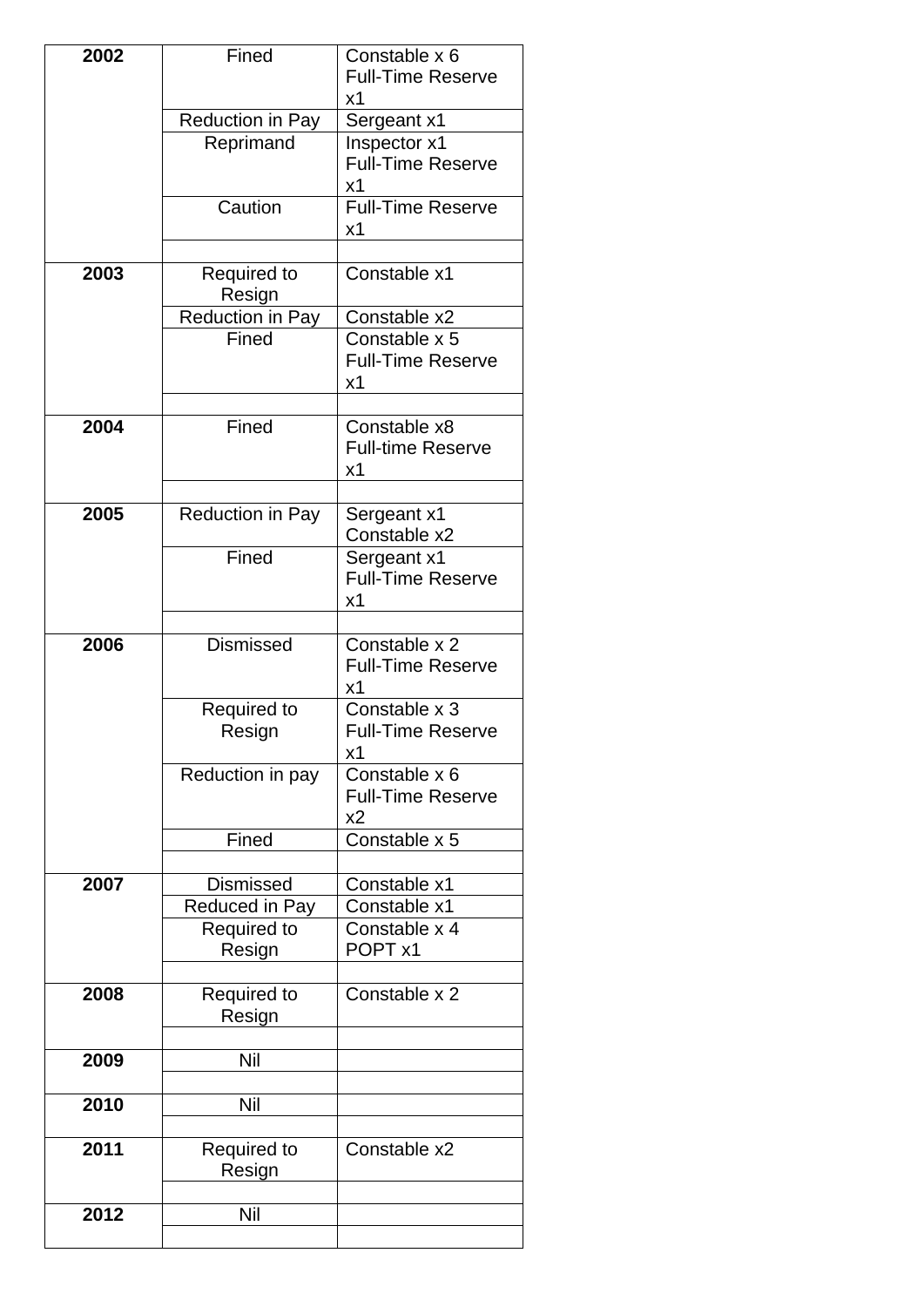| | | |
|---|---|---|
| **2002** | Fined | Constable x 6<br>Full-Time Reserve x1 |
| | Reduction in Pay | Sergeant x1 |
| | Reprimand | Inspector x1<br>Full-Time Reserve x1 |
| | Caution | Full-Time Reserve x1 |
| | | |
| **2003** | Required to Resign | Constable x1 |
| | Reduction in Pay | Constable x2 |
| | Fined | Constable x 5<br>Full-Time Reserve x1 |
| | | |
| **2004** | Fined | Constable x8<br>Full-time Reserve x1 |
| | | |
| **2005** | Reduction in Pay | Sergeant x1<br>Constable x2 |
| | Fined | Sergeant x1<br>Full-Time Reserve x1 |
| | | |
| **2006** | Dismissed | Constable x 2<br>Full-Time Reserve x1 |
| | Required to Resign | Constable x 3<br>Full-Time Reserve x1 |
| | Reduction in pay | Constable x 6<br>Full-Time Reserve x2 |
| | Fined | Constable x 5 |
| | | |
| **2007** | Dismissed | Constable x1 |
| | Reduced in Pay | Constable x1 |
| | Required to Resign | Constable x 4<br>POPT x1 |
| | | |
| **2008** | Required to Resign | Constable x 2 |
| | | |
| **2009** | Nil | |
| | | |
| **2010** | Nil | |
| | | |
| **2011** | Required to Resign | Constable x2 |
| | | |
| **2012** | Nil | |
| | | |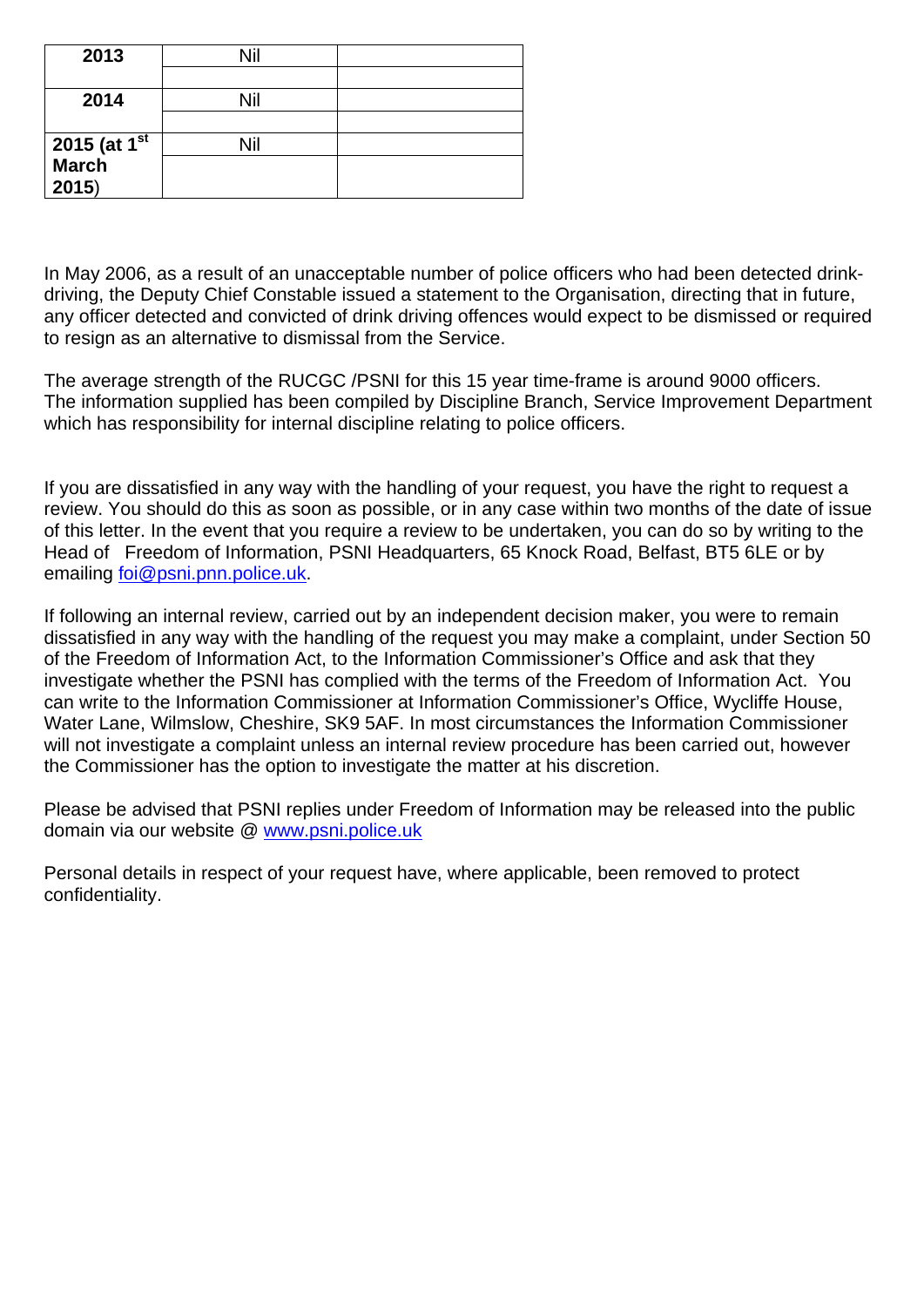| | | |
|---|---|---|
| **2013** | Nil | |
| | | |
| **2014** | Nil | |
| | | |
| **2015 (at 1st March 2015)** | Nil | |
| | | |

In May 2006, as a result of an unacceptable number of police officers who had been detected drink-driving, the Deputy Chief Constable issued a statement to the Organisation, directing that in future, any officer detected and convicted of drink driving offences would expect to be dismissed or required to resign as an alternative to dismissal from the Service.

The average strength of the RUCGC /PSNI for this 15 year time-frame is around 9000 officers. The information supplied has been compiled by Discipline Branch, Service Improvement Department which has responsibility for internal discipline relating to police officers.

If you are dissatisfied in any way with the handling of your request, you have the right to request a review. You should do this as soon as possible, or in any case within two months of the date of issue of this letter. In the event that you require a review to be undertaken, you can do so by writing to the Head of Freedom of Information, PSNI Headquarters, 65 Knock Road, Belfast, BT5 6LE or by emailing foi@psni.pnn.police.uk.

If following an internal review, carried out by an independent decision maker, you were to remain dissatisfied in any way with the handling of the request you may make a complaint, under Section 50 of the Freedom of Information Act, to the Information Commissioner's Office and ask that they investigate whether the PSNI has complied with the terms of the Freedom of Information Act. You can write to the Information Commissioner at Information Commissioner's Office, Wycliffe House, Water Lane, Wilmslow, Cheshire, SK9 5AF. In most circumstances the Information Commissioner will not investigate a complaint unless an internal review procedure has been carried out, however the Commissioner has the option to investigate the matter at his discretion.

Please be advised that PSNI replies under Freedom of Information may be released into the public domain via our website @ www.psni.police.uk

Personal details in respect of your request have, where applicable, been removed to protect confidentiality.